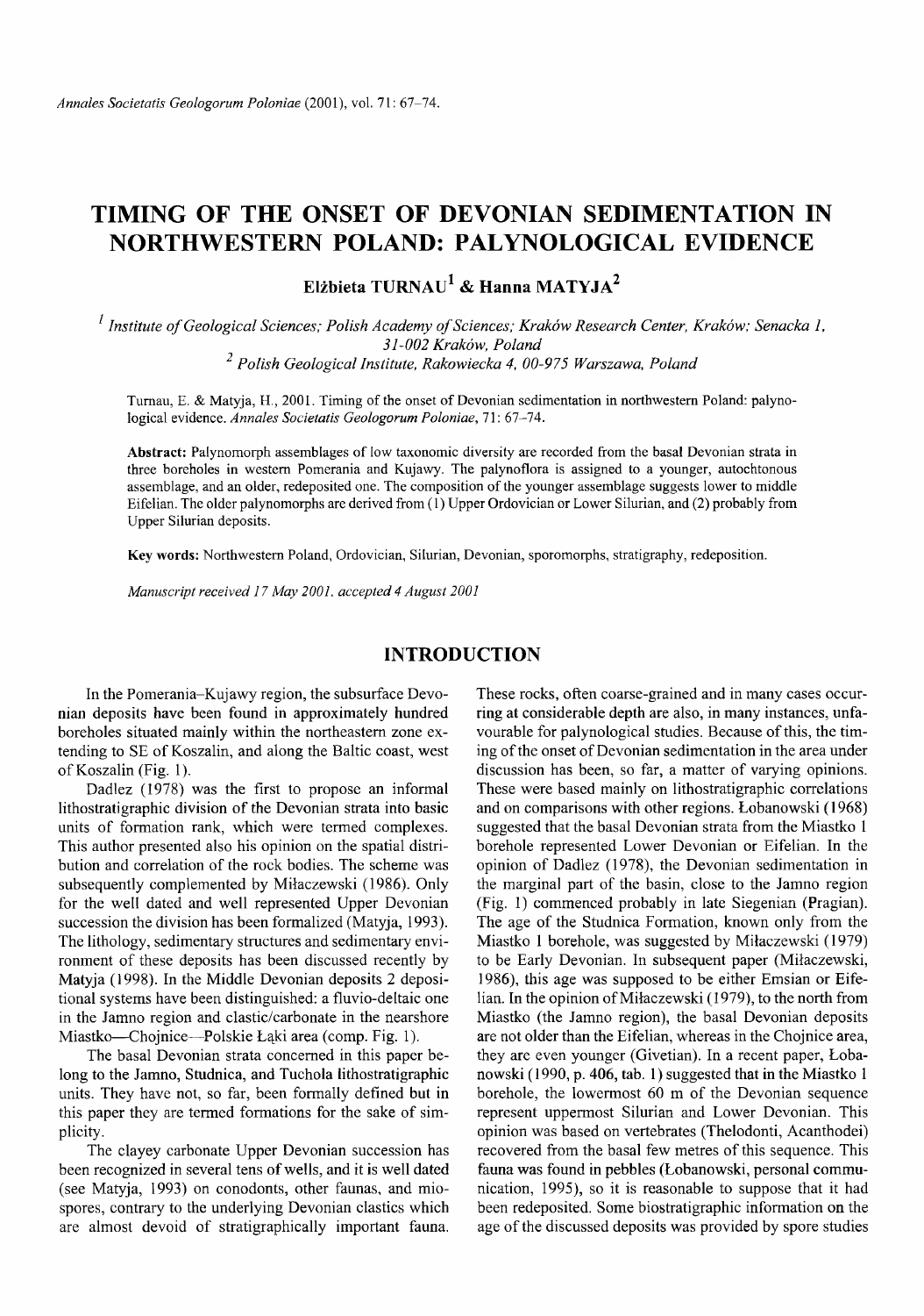# TIMING OF THE ONSET OF DEVONIAN SEDIMENTATION IN NORTHWESTERN POLAND: PALYNOLOGICAL EVIDENCE

**Elżbieta TURNAU[1] & Hanna MATYJA[2]**

[1] *Institute of Geological Sciences; Polish Academy of Sciences; Kraków Research Center, Kraków; Senacka 1, 31-002 Kraków, Poland*

[2] *Polish Geological Institute, Rakowiecka 4, 00-975 Warszawa, Poland*

Turnau, E. & Matyja, H., 2001. Timing of the onset of Devonian sedimentation in northwestern Poland: palynological evidence. *Annales Societatis Geologorum Poloniae*, 71: 67–74.

**Abstract:** Palynomorph assemblages of low taxonomic diversity are recorded from the basal Devonian strata in three boreholes in western Pomerania and Kujawy. The palynoflora is assigned to a younger, autochtonous assemblage, and an older, redeposited one. The composition of the younger assemblage suggests lower to middle Eifelian. The older palynomorphs are derived from (1) Upper Ordovician or Lower Silurian, and (2) probably from Upper Silurian deposits.

**Key words:** Northwestern Poland, Ordovician, Silurian, Devonian, sporomorphs, stratigraphy, redeposition.

*Manuscript received 17 May 2001, accepted 4 August 2001*

## INTRODUCTION

In the Pomerania–Kujawy region, the subsurface Devonian deposits have been found in approximately hundred boreholes situated mainly within the northeastern zone extending to SE of Koszalin, and along the Baltic coast, west of Koszalin (Fig. 1).

Dadlez (1978) was the first to propose an informal lithostratigraphic division of the Devonian strata into basic units of formation rank, which were termed complexes. This author presented also his opinion on the spatial distribution and correlation of the rock bodies. The scheme was subsequently complemented by Miłaczewski (1986). Only for the well dated and well represented Upper Devonian succession the division has been formalized (Matyja, 1993). The lithology, sedimentary structures and sedimentary environment of these deposits has been discussed recently by Matyja (1998). In the Middle Devonian deposits 2 depositional systems have been distinguished: a fluvio-deltaic one in the Jamno region and clastic/carbonate in the nearshore Miastko—Chojnice—Polskie Łąki area (comp. Fig. 1).

The basal Devonian strata concerned in this paper belong to the Jamno, Studnica, and Tuchola lithostratigraphic units. They have not, so far, been formally defined but in this paper they are termed formations for the sake of simplicity.

The clayey carbonate Upper Devonian succession has been recognized in several tens of wells, and it is well dated (see Matyja, 1993) on conodonts, other faunas, and miospores, contrary to the underlying Devonian clastics which are almost devoid of stratigraphically important fauna. These rocks, often coarse-grained and in many cases occurring at considerable depth are also, in many instances, unfavourable for palynological studies. Because of this, the timing of the onset of Devonian sedimentation in the area under discussion has been, so far, a matter of varying opinions. These were based mainly on lithostratigraphic correlations and on comparisons with other regions. Łobanowski (1968) suggested that the basal Devonian strata from the Miastko 1 borehole represented Lower Devonian or Eifelian. In the opinion of Dadlez (1978), the Devonian sedimentation in the marginal part of the basin, close to the Jamno region (Fig. 1) commenced probably in late Siegenian (Pragian). The age of the Studnica Formation, known only from the Miastko 1 borehole, was suggested by Miłaczewski (1979) to be Early Devonian. In subsequent paper (Miłaczewski, 1986), this age was supposed to be either Emsian or Eifelian. In the opinion of Miłaczewski (1979), to the north from Miastko (the Jamno region), the basal Devonian deposits are not older than the Eifelian, whereas in the Chojnice area, they are even younger (Givetian). In a recent paper, Łobanowski (1990, p. 406, tab. 1) suggested that in the Miastko 1 borehole, the lowermost 60 m of the Devonian sequence represent uppermost Silurian and Lower Devonian. This opinion was based on vertebrates (Thelodonti, Acanthodei) recovered from the basal few metres of this sequence. This fauna was found in pebbles (Łobanowski, personal communication, 1995), so it is reasonable to suppose that it had been redeposited. Some biostratigraphic information on the age of the discussed deposits was provided by spore studies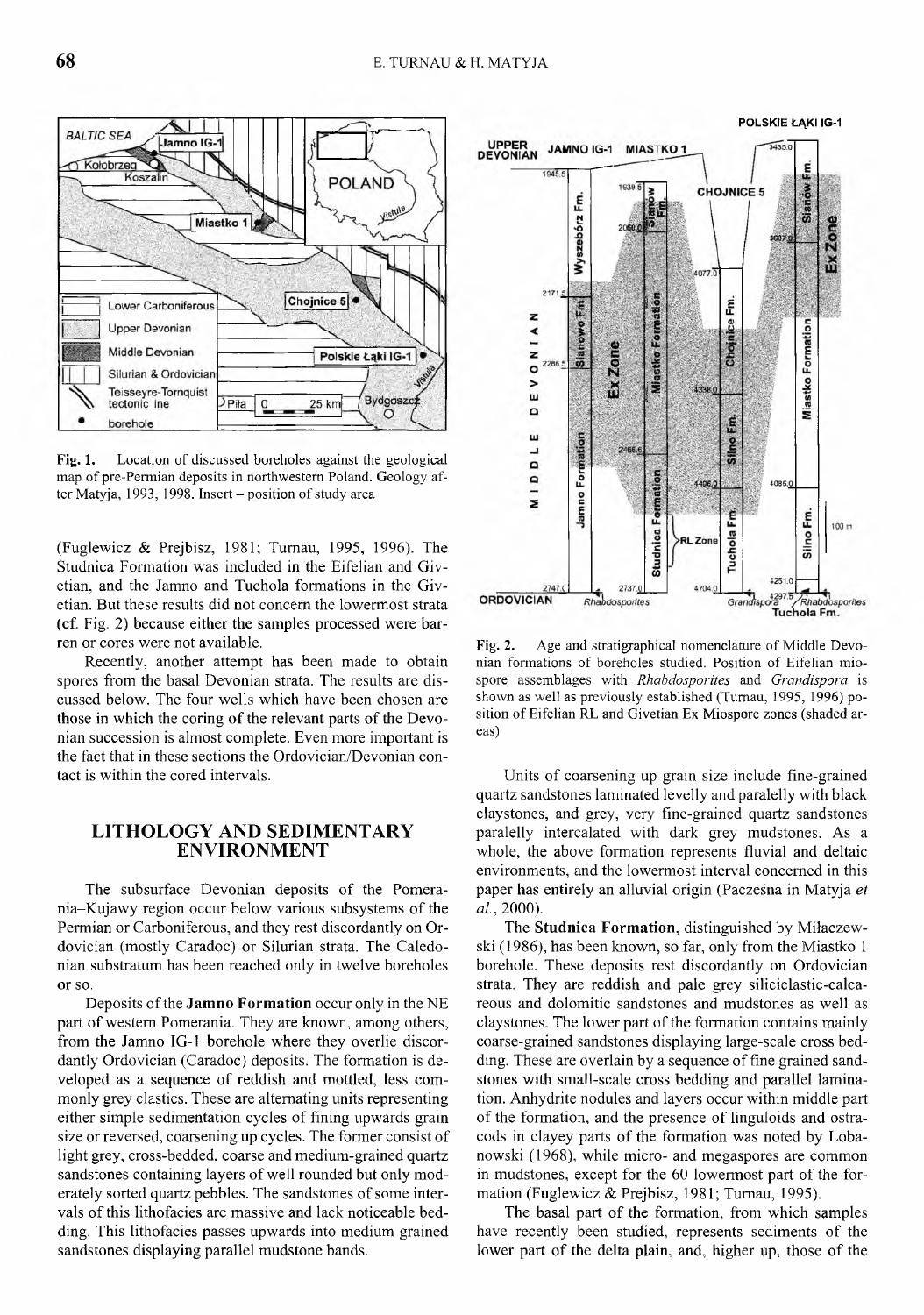Fig. 1. Location of discussed boreholes against the geological map of pre-Permian deposits in northwestern Poland. Geology after Matyja, 1993, 1998. Insert – position of study area

(Fuglewicz & Prejbisz, 1981; Turnau, 1995, 1996). The Studnica Formation was included in the Eifelian and Givetian, and the Jamno and Tuchola formations in the Givetian. But these results did not concern the lowermost strata (cf. Fig. 2) because either the samples processed were barren or cores were not available.

Recently, another attempt has been made to obtain spores from the basal Devonian strata. The results are discussed below. The four wells which have been chosen are those in which the coring of the relevant parts of the Devonian succession is almost complete. Even more important is the fact that in these sections the Ordovician/Devonian contact is within the cored intervals.

## LITHOLOGY AND SEDIMENTARY ENVIRONMENT

The subsurface Devonian deposits of the Pomerania–Kujawy region occur below various subsystems of the Permian or Carboniferous, and they rest discordantly on Ordovician (mostly Caradoc) or Silurian strata. The Caledonian substratum has been reached only in twelve boreholes or so.

Deposits of the **Jamno Formation** occur only in the NE part of western Pomerania. They are known, among others, from the Jamno IG-1 borehole where they overlie discordantly Ordovician (Caradoc) deposits. The formation is developed as a sequence of reddish and mottled, less commonly grey clastics. These are alternating units representing either simple sedimentation cycles of fining upwards grain size or reversed, coarsening up cycles. The former consist of light grey, cross-bedded, coarse and medium-grained quartz sandstones containing layers of well rounded but only moderately sorted quartz pebbles. The sandstones of some intervals of this lithofacies are massive and lack noticeable bedding. This lithofacies passes upwards into medium grained sandstones displaying parallel mudstone bands.

Fig. 2. Age and stratigraphical nomenclature of Middle Devonian formations of boreholes studied. Position of Eifelian miospore assemblages with *Rhabdosporites* and *Grandispora* is shown as well as previously established (Turnau, 1995, 1996) position of Eifelian RL and Givetian Ex Miospore zones (shaded areas)

Units of coarsening up grain size include fine-grained quartz sandstones laminated levelly and paralelly with black claystones, and grey, very fine-grained quartz sandstones paralelly intercalated with dark grey mudstones. As a whole, the above formation represents fluvial and deltaic environments, and the lowermost interval concerned in this paper has entirely an alluvial origin (Paczesna in Matyja *et al.*, 2000).

The **Studnica Formation**, distinguished by Miłaczewski (1986), has been known, so far, only from the Miastko 1 borehole. These deposits rest discordantly on Ordovician strata. They are reddish and pale grey siliciclastic-calcareous and dolomitic sandstones and mudstones as well as claystones. The lower part of the formation contains mainly coarse-grained sandstones displaying large-scale cross bedding. These are overlain by a sequence of fine grained sandstones with small-scale cross bedding and parallel lamination. Anhydrite nodules and layers occur within middle part of the formation, and the presence of linguloids and ostracods in clayey parts of the formation was noted by Lobanowski (1968), while micro- and megaspores are common in mudstones, except for the 60 lowermost part of the formation (Fuglewicz & Prejbisz, 1981; Turnau, 1995).

The basal part of the formation, from which samples have recently been studied, represents sediments of the lower part of the delta plain, and, higher up, those of the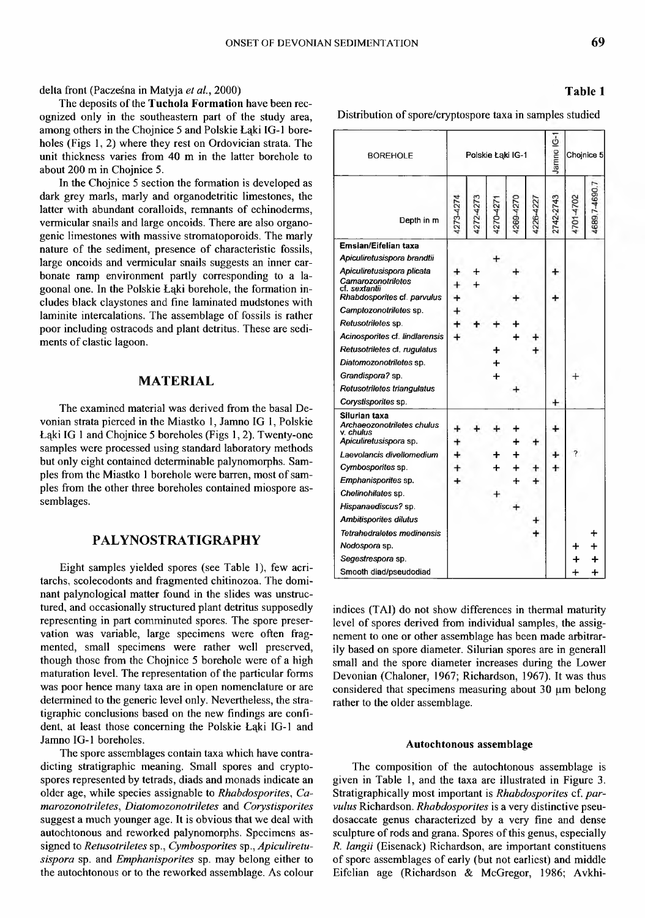delta front (Pacześna in Matyja *et al.*, 2000)

The deposits of the **Tuchola Formation** have been recognized only in the southeastern part of the study area, among others in the Chojnice 5 and Polskie Łąki IG-1 boreholes (Figs 1, 2) where they rest on Ordovician strata. The unit thickness varies from 40 m in the latter borehole to about 200 m in Chojnice 5.

In the Chojnice 5 section the formation is developed as dark grey marls, marly and organodetritic limestones, the latter with abundant coralloids, remnants of echinoderms, vermicular snails and large oncoids. There are also organogenic limestones with massive stromatoporoids. The marly nature of the sediment, presence of characteristic fossils, large oncoids and vermicular snails suggests an inner carbonate ramp environment partly corresponding to a lagoonal one. In the Polskie Łąki borehole, the formation includes black claystones and fine laminated mudstones with laminite intercalations. The assemblage of fossils is rather poor including ostracods and plant detritus. These are sediments of clastic lagoon.

## MATERIAL

The examined material was derived from the basal Devonian strata pierced in the Miastko 1, Jamno IG 1, Polskie Łąki IG 1 and Chojnice 5 boreholes (Figs 1, 2). Twenty-one samples were processed using standard laboratory methods but only eight contained determinable palynomorphs. Samples from the Miastko 1 borehole were barren, most of samples from the other three boreholes contained miospore assemblages.

## PALYNOSTRATIGRAPHY

Eight samples yielded spores (see Table 1), few acritarchs, scolecodonts and fragmented chitinozoa. The dominant palynological matter found in the slides was unstructured, and occasionally structured plant detritus supposedly representing in part comminuted spores. The spore preservation was variable, large specimens were often fragmented, small specimens were rather well preserved, though those from the Chojnice 5 borehole were of a high maturation level. The representation of the particular forms was poor hence many taxa are in open nomenclature or are determined to the generic level only. Nevertheless, the stratigraphic conclusions based on the new findings are confident, at least those concerning the Polskie Łąki IG-1 and Jamno IG-1 boreholes.

The spore assemblages contain taxa which have contradicting stratigraphic meaning. Small spores and cryptospores represented by tetrads, diads and monads indicate an older age, while species assignable to *Rhabdosporites*, *Camarozonotriletes*, *Diatomozonotriletes* and *Corystisporites* suggest a much younger age. It is obvious that we deal with autochtonous and reworked palynomorphs. Specimens assigned to *Retusotriletes* sp., *Cymbosporites* sp., *Apiculiretusispora* sp. and *Emphanisporites* sp. may belong either to the autochtonous or to the reworked assemblage. As colour indices (TAI) do not show differences in thermal maturity level of spores derived from individual samples, the assignement to one or other assemblage has been made arbitrarily based on spore diameter. Silurian spores are in generall small and the spore diameter increases during the Lower Devonian (Chaloner, 1967; Richardson, 1967). It was thus considered that specimens measuring about 30 μm belong rather to the older assemblage.

**Table 1**

Distribution of spore/cryptospore taxa in samples studied

| BOREHOLE | Polskie Łąki IG-1 | | | | | Jamno IG-1 | Chojnice 5 | |
|---|---|---|---|---|---|---|---|---|
| Depth in m | 4273-4274 | 4272-4273 | 4270-4271 | 4269-4270 | 4226-4227 | 2742-2743 | 4701-4702 | 4689.7-4690.7 |
| **Emsian/Eifelian taxa** | | | | | | | | |
| *Apiculiretusispora brandtii* | | | + | | | | | |
| *Apiculiretusispora plicata* | + | + | | + | | + | | |
| *Camarozonotriletes* cf. *sextantii* | + | + | | | | | | |
| *Rhabdosporites* cf. *parvulus* | + | | | + | | + | | |
| *Camptozonotriletes* sp. | + | | | | | | | |
| *Retusotriletes* sp. | + | + | + | + | | | | |
| *Acinosporites* cf. *lindlarensis* | + | | | + | + | | | |
| *Retusotriletes* cf. *rugulatus* | | | + | | + | | | |
| *Diatomozonotriletes* sp. | | | + | | | | | |
| *Grandispora?* sp. | | | + | | | | + | |
| *Retusotriletes triangulatus* | | | | + | | | | |
| *Corystisporites* sp. | | | | | | + | | |
| **Silurian taxa** | | | | | | | | |
| *Archaeozonotriletes chulus* v. *chulus* | + | + | + | + | | + | | |
| *Apiculiretusispora* sp. | + | | | + | + | | | |
| *Laevolancis divellomedium* | + | | + | + | | + | ? | |
| *Cymbosporites* sp. | + | | + | + | + | + | | |
| *Emphanisporites* sp. | + | | | + | + | | | |
| *Chelinohilates* sp. | | | + | | | | | |
| *Hispanaediscus?* sp. | | | | + | | | | |
| *Ambitisporites dilutus* | | | | | + | | | |
| *Tetrahedraletes medinensis* | | | | | + | | | + |
| *Nodospora* sp. | | | | | | | + | + |
| *Segestrespora* sp. | | | | | | | + | + |
| Smooth diad/pseudodiad | | | | | | | + | + |

### Autochtonous assemblage

The composition of the autochtonous assemblage is given in Table 1, and the taxa are illustrated in Figure 3. Stratigraphically most important is *Rhabdosporites* cf. *parvulus* Richardson. *Rhabdosporites* is a very distinctive pseudosaccate genus characterized by a very fine and dense sculpture of rods and grana. Spores of this genus, especially *R. langii* (Eisenack) Richardson, are important constituens of spore assemblages of early (but not earliest) and middle Eifelian age (Richardson & McGregor, 1986; Avkhi-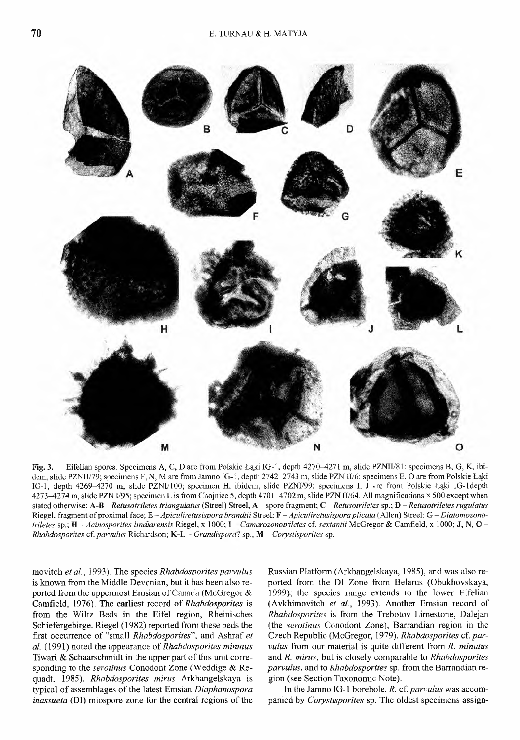**Fig. 3.** Eifelian spores. Specimens A, C, D are from Polskie Łąki IG-1, depth 4270–4271 m, slide PZNII/81; specimens B, G, K, ibidem, slide PZNII/79; specimens F, N, M are from Jamno IG-1, depth 2742–2743 m, slide PZN II/6; specimens E, O are from Polskie Łąki IG-1, depth 4269–4270 m, slide PZNI/100; specimen H, ibidem, slide PZNI/99; specimens I, J are from Polskie Łąki IG-1depth 4273–4274 m, slide PZN I/95; specimen L is from Chojnice 5, depth 4701–4702 m, slide PZN II/64. All magnifications × 500 except when stated otherwise; **A-B** – *Retusotriletes triangulatus* (Streel) Streel, A – spore fragment; **C** – *Retusotriletes* sp.; **D** – *Retusotriletes rugulatus* Riegel, fragment of proximal face; **E** – *Apiculiretusispora brandtii* Streel; **F** – *Apiculiretusispora plicata* (Allen) Streel; **G** – *Diatomozonotriletes* sp.; **H** – *Acinosporites lindlarensis* Riegel, x 1000; **I** – *Camarozonotriletes* cf. *sextantii* McGregor & Camfield, x 1000; **J, N, O** – *Rhabdosporites* cf. *parvulus* Richardson; **K-L** – *Grandispora*? sp., **M** – *Corystisporites* sp.

movitch *et al.*, 1993). The species *Rhabdosporites parvulus* is known from the Middle Devonian, but it has been also reported from the uppermost Emsian of Canada (McGregor & Camfield, 1976). The earliest record of *Rhabdosporites* is from the Wiltz Beds in the Eifel region, Rheinisches Schiefergebirge. Riegel (1982) reported from these beds the first occurrence of "small *Rhabdosporites*", and Ashraf *et al.* (1991) noted the appearance of *Rhabdosporites minutus* Tiwari & Schaarschmidt in the upper part of this unit corresponding to the *serotinus* Conodont Zone (Weddige & Requadt, 1985). *Rhabdosporites mirus* Arkhangelskaya is typical of assemblages of the latest Emsian *Diaphanospora inassueta* (DI) miospore zone for the central regions of the Russian Platform (Arkhangelskaya, 1985), and was also reported from the DI Zone from Belarus (Obukhovskaya, 1999); the species range extends to the lower Eifelian (Avkhimovitch *et al.*, 1993). Another Emsian record of *Rhabdosporites* is from the Trebotov Limestone, Dalejan (the *serotinus* Conodont Zone), Barrandian region in the Czech Republic (McGregor, 1979). *Rhabdosporites* cf. *parvulus* from our material is quite different from *R. minutus* and *R. mirus*, but is closely comparable to *Rhabdosporites parvulus*, and to *Rhabdosporites* sp. from the Barrandian region (see Section Taxonomic Note).

In the Jamno IG-1 borehole, *R.* cf. *parvulus* was accompanied by *Corystisporites* sp. The oldest specimens assign-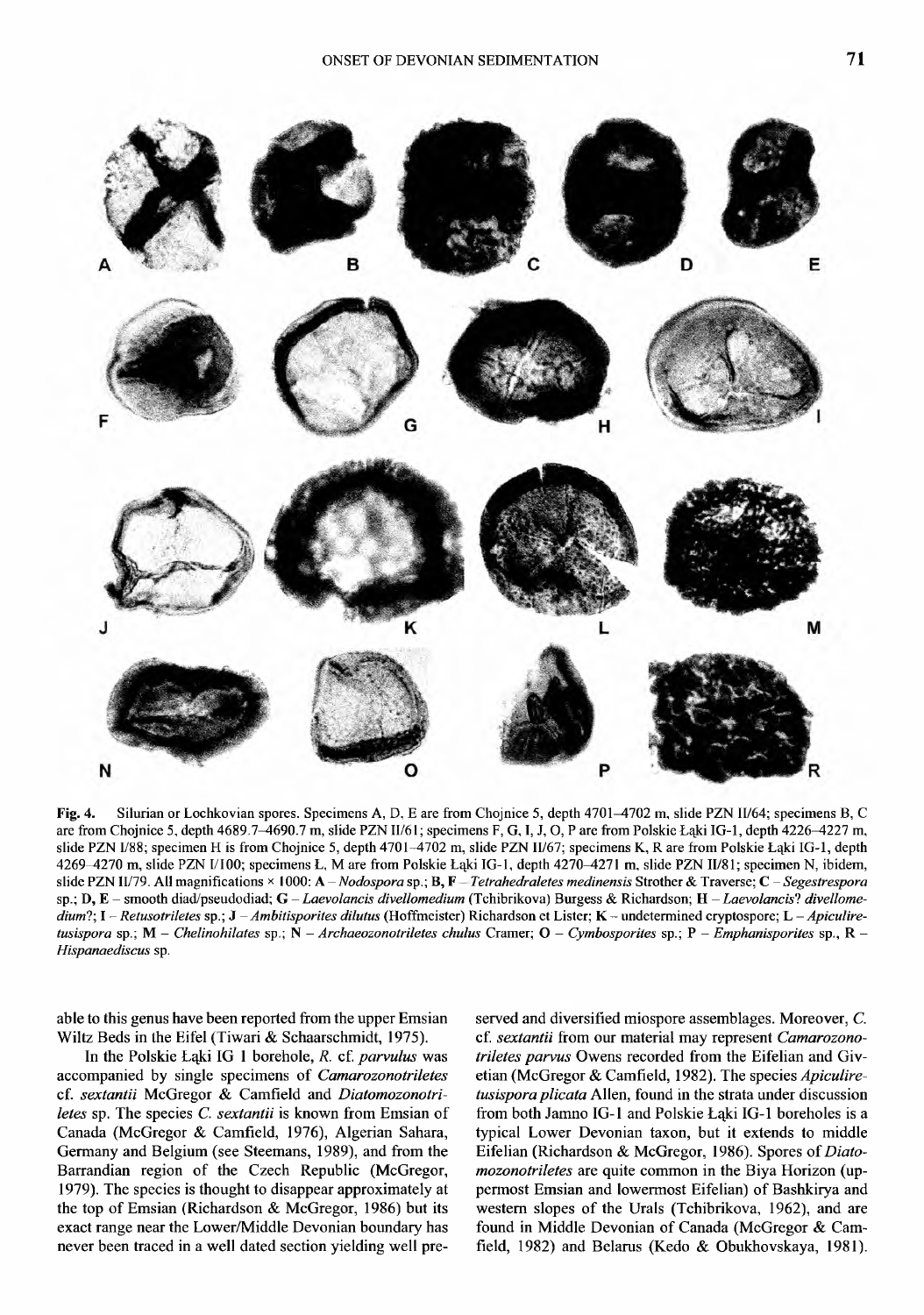**Fig. 4.** Silurian or Lochkovian spores. Specimens A, D, E are from Chojnice 5, depth 4701–4702 m, slide PZN II/64; specimens B, C are from Chojnice 5, depth 4689.7–4690.7 m, slide PZN II/61; specimens F, G, I, J, O, P are from Polskie Łąki IG-1, depth 4226–4227 m, slide PZN I/88; specimen H is from Chojnice 5, depth 4701–4702 m, slide PZN II/67; specimens K, R are from Polskie Łąki IG-1, depth 4269–4270 m, slide PZN I/100; specimens L, M are from Polskie Łąki IG-1, depth 4270–4271 m, slide PZN II/81; specimen N, ibidem, slide PZN II/79. All magnifications × 1000: **A** – *Nodospora* sp.; **B, F** – *Tetrahedraletes medinensis* Strother & Traverse; **C** – *Segestrespora* sp.; **D, E** – smooth diad/pseudodiad; **G** – *Laevolancis divellomedium* (Tchibrikova) Burgess & Richardson; **H** – *Laevolancis*? *divellomedium*?; **I** – *Retusotriletes* sp.; **J** – *Ambitisporites dilutus* (Hoffmeister) Richardson et Lister; **K** – undetermined cryptospore; **L** – *Apiculiretusispora* sp.; **M** – *Chelinohilates* sp.; **N** – *Archaeozonotriletes chulus* Cramer; **O** – *Cymbosporites* sp.; **P** – *Emphanisporites* sp., **R** – *Hispanaediscus* sp.

able to this genus have been reported from the upper Emsian Wiltz Beds in the Eifel (Tiwari & Schaarschmidt, 1975).

In the Polskie Łąki IG 1 borehole, *R.* cf. *parvulus* was accompanied by single specimens of *Camarozonotriletes* cf. *sextantii* McGregor & Camfield and *Diatomozonotriletes* sp. The species *C. sextantii* is known from Emsian of Canada (McGregor & Camfield, 1976), Algerian Sahara, Germany and Belgium (see Steemans, 1989), and from the Barrandian region of the Czech Republic (McGregor, 1979). The species is thought to disappear approximately at the top of Emsian (Richardson & McGregor, 1986) but its exact range near the Lower/Middle Devonian boundary has never been traced in a well dated section yielding well preserved and diversified miospore assemblages. Moreover, *C.* cf. *sextantii* from our material may represent *Camarozonotriletes parvus* Owens recorded from the Eifelian and Givetian (McGregor & Camfield, 1982). The species *Apiculiretusispora plicata* Allen, found in the strata under discussion from both Jamno IG-1 and Polskie Łąki IG-1 boreholes is a typical Lower Devonian taxon, but it extends to middle Eifelian (Richardson & McGregor, 1986). Spores of *Diatomozonotriletes* are quite common in the Biya Horizon (uppermost Emsian and lowermost Eifelian) of Bashkirya and western slopes of the Urals (Tchibrikova, 1962), and are found in Middle Devonian of Canada (McGregor & Camfield, 1982) and Belarus (Kedo & Obukhovskaya, 1981).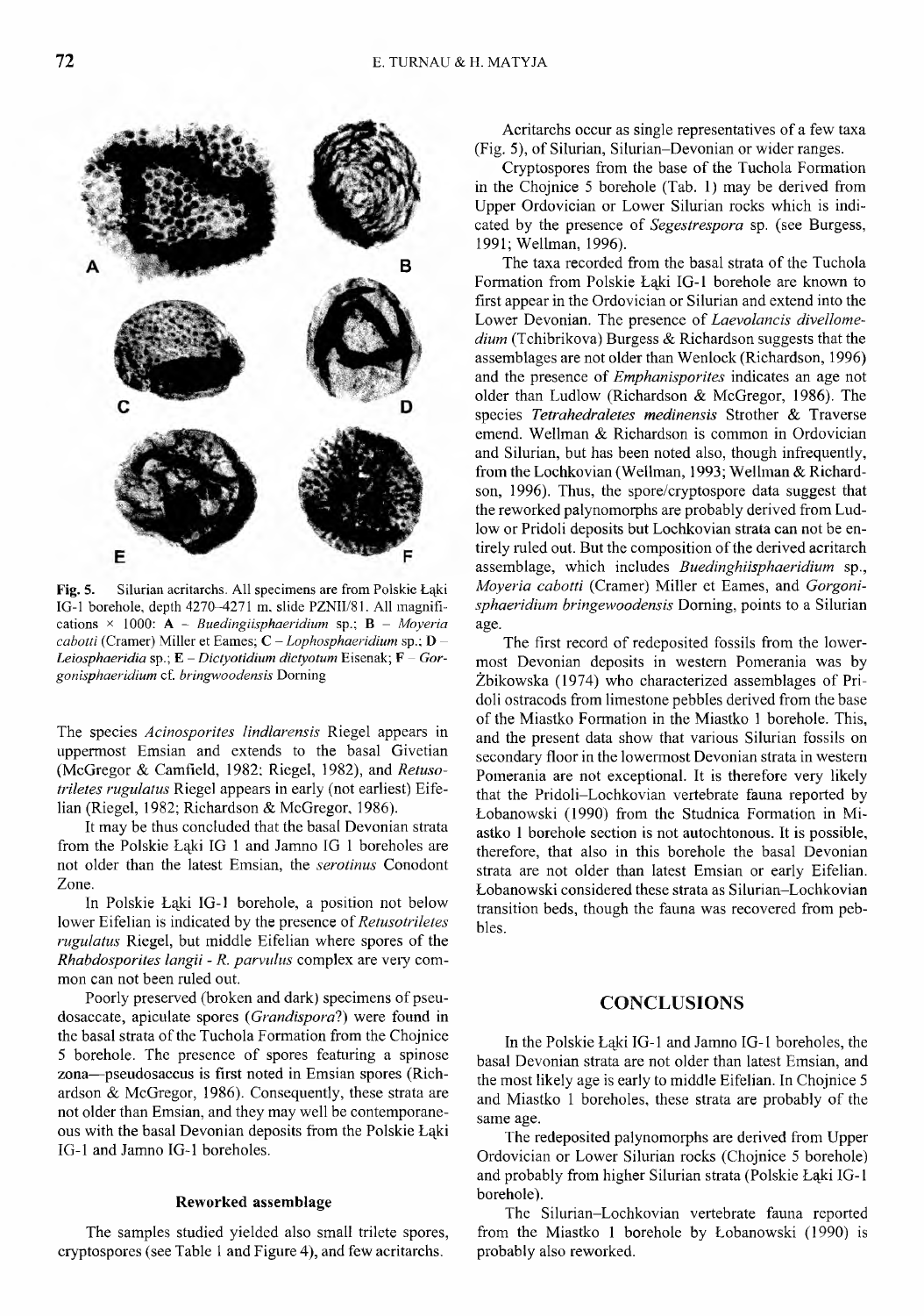Fig. 5. Silurian acritarchs. All specimens are from Polskie Łąki IG-1 borehole, depth 4270–4271 m, slide PZNII/81. All magnifications × 1000: **A** – *Buedingiisphaeridium* sp.; **B** – *Moyeria cabotti* (Cramer) Miller et Eames; **C** – *Lophosphaeridium* sp.; **D** – *Leiosphaeridia* sp.; **E** – *Dictyotidium dictyotum* Eisenak; **F** – *Gorgonisphaeridium* cf. *bringwoodensis* Dorning

The species *Acinosporites lindlarensis* Riegel appears in uppermost Emsian and extends to the basal Givetian (McGregor & Camfield, 1982; Riegel, 1982), and *Retusotriletes rugulatus* Riegel appears in early (not earliest) Eifelian (Riegel, 1982; Richardson & McGregor, 1986).

It may be thus concluded that the basal Devonian strata from the Polskie Łąki IG 1 and Jamno IG 1 boreholes are not older than the latest Emsian, the *serotinus* Conodont Zone.

In Polskie Łąki IG-1 borehole, a position not below lower Eifelian is indicated by the presence of *Retusotriletes rugulatus* Riegel, but middle Eifelian where spores of the *Rhabdosporites langii - R. parvulus* complex are very common can not been ruled out.

Poorly preserved (broken and dark) specimens of pseudosaccate, apiculate spores (*Grandispora*?) were found in the basal strata of the Tuchola Formation from the Chojnice 5 borehole. The presence of spores featuring a spinose zona—pseudosaccus is first noted in Emsian spores (Richardson & McGregor, 1986). Consequently, these strata are not older than Emsian, and they may well be contemporaneous with the basal Devonian deposits from the Polskie Łąki IG-1 and Jamno IG-1 boreholes.

### Reworked assemblage

The samples studied yielded also small trilete spores, cryptospores (see Table 1 and Figure 4), and few acritarchs.

Acritarchs occur as single representatives of a few taxa (Fig. 5), of Silurian, Silurian–Devonian or wider ranges.

Cryptospores from the base of the Tuchola Formation in the Chojnice 5 borehole (Tab. 1) may be derived from Upper Ordovician or Lower Silurian rocks which is indicated by the presence of *Segestrespora* sp. (see Burgess, 1991; Wellman, 1996).

The taxa recorded from the basal strata of the Tuchola Formation from Polskie Łąki IG-1 borehole are known to first appear in the Ordovician or Silurian and extend into the Lower Devonian. The presence of *Laevolancis divellomedium* (Tchibrikova) Burgess & Richardson suggests that the assemblages are not older than Wenlock (Richardson, 1996) and the presence of *Emphanisporites* indicates an age not older than Ludlow (Richardson & McGregor, 1986). The species *Tetrahedraletes medinensis* Strother & Traverse emend. Wellman & Richardson is common in Ordovician and Silurian, but has been noted also, though infrequently, from the Lochkovian (Wellman, 1993; Wellman & Richardson, 1996). Thus, the spore/cryptospore data suggest that the reworked palynomorphs are probably derived from Ludlow or Pridoli deposits but Lochkovian strata can not be entirely ruled out. But the composition of the derived acritarch assemblage, which includes *Buedinghiisphaeridium* sp., *Moyeria cabotti* (Cramer) Miller et Eames, and *Gorgonisphaeridium bringewoodensis* Dorning, points to a Silurian age.

The first record of redeposited fossils from the lowermost Devonian deposits in western Pomerania was by Żbikowska (1974) who characterized assemblages of Pridoli ostracods from limestone pebbles derived from the base of the Miastko Formation in the Miastko 1 borehole. This, and the present data show that various Silurian fossils on secondary floor in the lowermost Devonian strata in western Pomerania are not exceptional. It is therefore very likely that the Pridoli–Lochkovian vertebrate fauna reported by Łobanowski (1990) from the Studnica Formation in Miastko 1 borehole section is not autochtonous. It is possible, therefore, that also in this borehole the basal Devonian strata are not older than latest Emsian or early Eifelian. Łobanowski considered these strata as Silurian–Lochkovian transition beds, though the fauna was recovered from pebbles.

## CONCLUSIONS

In the Polskie Łąki IG-1 and Jamno IG-1 boreholes, the basal Devonian strata are not older than latest Emsian, and the most likely age is early to middle Eifelian. In Chojnice 5 and Miastko 1 boreholes, these strata are probably of the same age.

The redeposited palynomorphs are derived from Upper Ordovician or Lower Silurian rocks (Chojnice 5 borehole) and probably from higher Silurian strata (Polskie Łąki IG-1 borehole).

The Silurian–Lochkovian vertebrate fauna reported from the Miastko 1 borehole by Łobanowski (1990) is probably also reworked.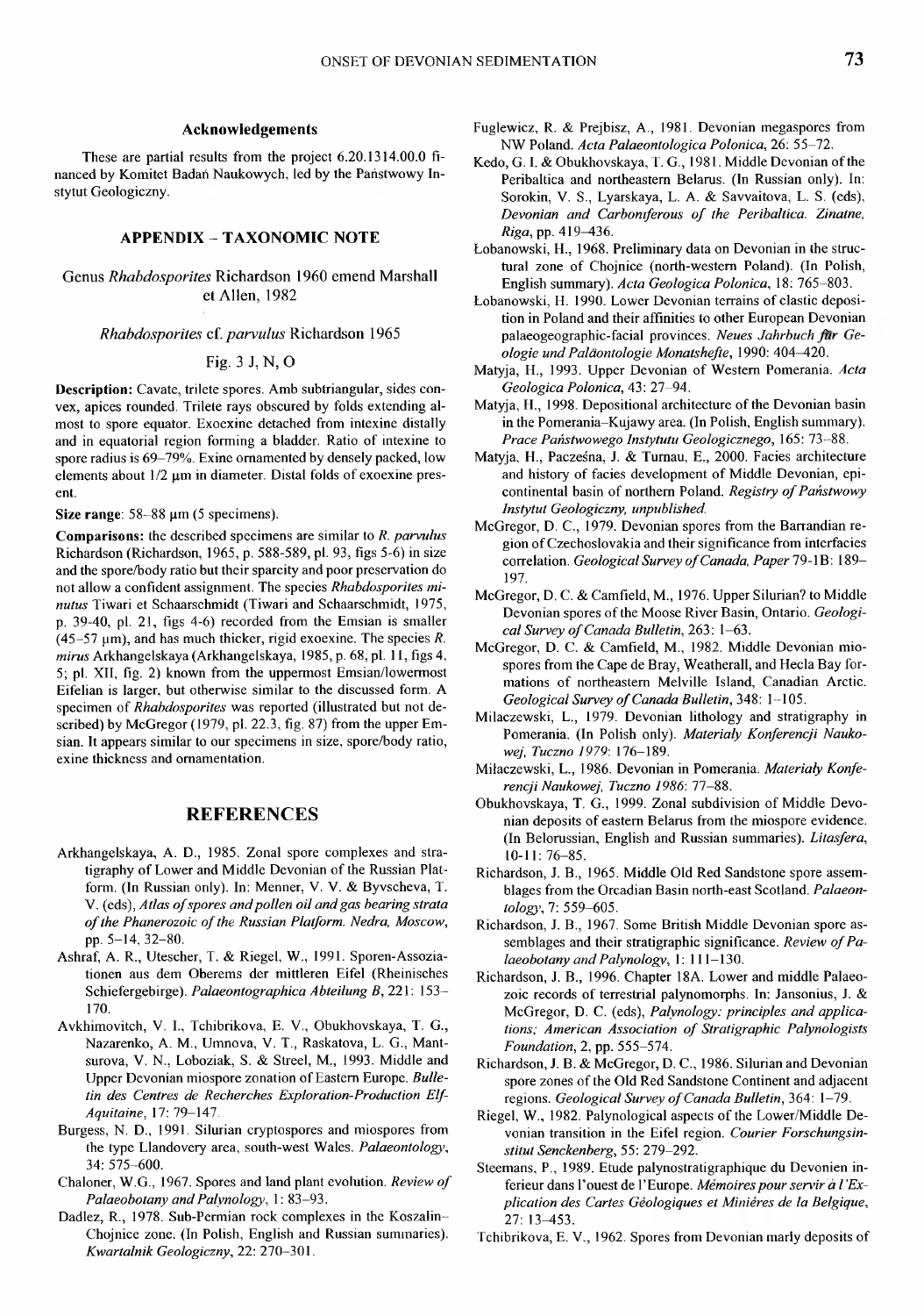## Acknowledgements

These are partial results from the project 6.20.1314.00.0 financed by Komitet Badań Naukowych, led by the Państwowy Instytut Geologiczny.

## APPENDIX – TAXONOMIC NOTE

### Genus *Rhabdosporites* Richardson 1960 emend Marshall et Allen, 1982

#### *Rhabdosporites* cf. *parvulus* Richardson 1965

Fig. 3 J, N, O

**Description:** Cavate, trilete spores. Amb subtriangular, sides convex, apices rounded. Trilete rays obscured by folds extending almost to spore equator. Exoexine detached from intexine distally and in equatorial region forming a bladder. Ratio of intexine to spore radius is 69–79%. Exine ornamented by densely packed, low elements about 1/2 μm in diameter. Distal folds of exoexine present.

**Size range**: 58–88 μm (5 specimens).

**Comparisons:** the described specimens are similar to *R. parvulus* Richardson (Richardson, 1965, p. 588-589, pl. 93, figs 5-6) in size and the spore/body ratio but their sparcity and poor preservation do not allow a confident assignment. The species *Rhabdosporites minutus* Tiwari et Schaarschmidt (Tiwari and Schaarschmidt, 1975, p. 39-40, pl. 21, figs 4-6) recorded from the Emsian is smaller (45–57 μm), and has much thicker, rigid exoexine. The species *R. mirus* Arkhangelskaya (Arkhangelskaya, 1985, p. 68, pl. 11, figs 4, 5; pl. XII, fig. 2) known from the uppermost Emsian/lowermost Eifelian is larger, but otherwise similar to the discussed form. A specimen of *Rhabdosporites* was reported (illustrated but not described) by McGregor (1979, pl. 22.3, fig. 87) from the upper Emsian. It appears similar to our specimens in size, spore/body ratio, exine thickness and ornamentation.

## REFERENCES

Arkhangelskaya, A. D., 1985. Zonal spore complexes and stratigraphy of Lower and Middle Devonian of the Russian Platform. (In Russian only). In: Menner, V. V. & Byvscheva, T. V. (eds), *Atlas of spores and pollen oil and gas bearing strata of the Phanerozoic of the Russian Platform. Nedra, Moscow*, pp. 5–14, 32–80.

Ashraf, A. R., Utescher, T. & Riegel, W., 1991. Sporen-Assoziationen aus dem Oberems der mittleren Eifel (Rheinisches Schiefergebirge). *Palaeontographica Abteilung B*, 221: 153–170.

Avkhimovitch, V. I., Tchibrikova, E. V., Obukhovskaya, T. G., Nazarenko, A. M., Umnova, V. T., Raskatova, L. G., Mantsurova, V. N., Loboziak, S. & Streel, M., 1993. Middle and Upper Devonian miospore zonation of Eastern Europe. *Bulletin des Centres de Recherches Exploration-Production Elf-Aquitaine*, 17: 79–147.

Burgess, N. D., 1991. Silurian cryptospores and miospores from the type Llandovery area, south-west Wales. *Palaeontology*, 34: 575–600.

Chaloner, W.G., 1967. Spores and land plant evolution. *Review of Palaeobotany and Palynology*, 1: 83–93.

Dadlez, R., 1978. Sub-Permian rock complexes in the Koszalin–Chojnice zone. (In Polish, English and Russian summaries). *Kwartalnik Geologiczny*, 22: 270–301.

Fuglewicz, R. & Prejbisz, A., 1981. Devonian megaspores from NW Poland. *Acta Palaeontologica Polonica*, 26: 55–72.

Kedo, G. I. & Obukhovskaya, T. G., 1981. Middle Devonian of the Peribaltica and northeastern Belarus. (In Russian only). In: Sorokin, V. S., Lyarskaya, L. A. & Savvaitova, L. S. (eds), *Devonian and Carboniferous of the Peribaltica. Zinatne, Riga*, pp. 419–436.

Łobanowski, H., 1968. Preliminary data on Devonian in the structural zone of Chojnice (north-western Poland). (In Polish, English summary). *Acta Geologica Polonica*, 18: 765–803.

Łobanowski, H. 1990. Lower Devonian terrains of clastic deposition in Poland and their affinities to other European Devonian palaeogeographic-facial provinces. *Neues Jahrbuch für Geologie und Paläontologie Monatshefte*, 1990: 404–420.

Matyja, H., 1993. Upper Devonian of Western Pomerania. *Acta Geologica Polonica*, 43: 27–94.

Matyja, H., 1998. Depositional architecture of the Devonian basin in the Pomerania–Kujawy area. (In Polish, English summary). *Prace Państwowego Instytutu Geologicznego*, 165: 73–88.

Matyja, H., Pacześna, J. & Turnau, E., 2000. Facies architecture and history of facies development of Middle Devonian, epicontinental basin of northern Poland. *Registry of Państwowy Instytut Geologiczny, unpublished.*

McGregor, D. C., 1979. Devonian spores from the Barrandian region of Czechoslovakia and their significance from interfacies correlation. *Geological Survey of Canada, Paper* 79-1B: 189–197.

McGregor, D. C. & Camfield, M., 1976. Upper Silurian? to Middle Devonian spores of the Moose River Basin, Ontario. *Geological Survey of Canada Bulletin*, 263: 1–63.

McGregor, D. C. & Camfield, M., 1982. Middle Devonian miospores from the Cape de Bray, Weatherall, and Hecla Bay formations of northeastern Melville Island, Canadian Arctic. *Geological Survey of Canada Bulletin*, 348: 1–105.

Milaczewski, L., 1979. Devonian lithology and stratigraphy in Pomerania. (In Polish only). *Materiały Konferencji Naukowej, Tuczno 1979*: 176–189.

Miłaczewski, L., 1986. Devonian in Pomerania. *Materiały Konferencji Naukowej, Tuczno 1986*: 77–88.

Obukhovskaya, T. G., 1999. Zonal subdivision of Middle Devonian deposits of eastern Belarus from the miospore evidence. (In Belorussian, English and Russian summaries). *Litasfera*, 10-11: 76–85.

Richardson, J. B., 1965. Middle Old Red Sandstone spore assemblages from the Orcadian Basin north-east Scotland. *Palaeontology*, 7: 559–605.

Richardson, J. B., 1967. Some British Middle Devonian spore assemblages and their stratigraphic significance. *Review of Palaeobotany and Palynology*, 1: 111–130.

Richardson, J. B., 1996. Chapter 18A. Lower and middle Palaeozoic records of terrestrial palynomorphs. In: Jansonius, J. & McGregor, D. C. (eds), *Palynology: principles and applications; American Association of Stratigraphic Palynologists Foundation*, 2, pp. 555–574.

Richardson, J. B. & McGregor, D. C., 1986. Silurian and Devonian spore zones of the Old Red Sandstone Continent and adjacent regions. *Geological Survey of Canada Bulletin*, 364: 1–79.

Riegel, W., 1982. Palynological aspects of the Lower/Middle Devonian transition in the Eifel region. *Courier Forschungsinstitut Senckenberg*, 55: 279–292.

Steemans, P., 1989. Etude palynostratigraphique du Devonien inferieur dans l'ouest de l'Europe. *Mémoires pour servir à l'Explication des Cartes Géologiques et Minières de la Belgique*, 27: 13–453.

Tchibrikova, E. V., 1962. Spores from Devonian marly deposits of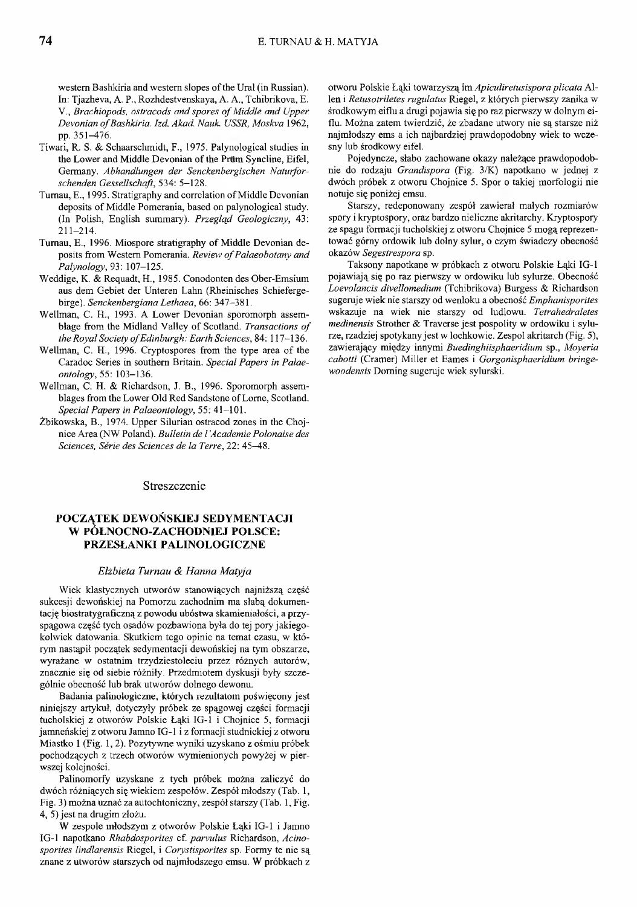western Bashkiria and western slopes of the Ural (in Russian). In: Tjazheva, A. P., Rozhdestvenskaya, A. A., Tchibrikova, E. V., *Brachiopods, ostracods and spores of Middle and Upper Devonian of Bashkiria. Izd. Akad. Nauk. USSR, Moskva* 1962, pp. 351–476.

Tiwari, R. S. & Schaarschmidt, F., 1975. Palynological studies in the Lower and Middle Devonian of the Prüm Syncline, Eifel, Germany. *Abhandlungen der Senckenbergischen Naturforschenden Gessellschaft*, 534: 5–128.

Turnau, E., 1995. Stratigraphy and correlation of Middle Devonian deposits of Middle Pomerania, based on palynological study. (In Polish, English summary). *Przegląd Geologiczny*, 43: 211–214.

Turnau, E., 1996. Miospore stratigraphy of Middle Devonian deposits from Western Pomerania. *Review of Palaeobotany and Palynology*, 93: 107–125.

Weddige, K. & Requadt, H., 1985. Conodonten des Ober-Emsium aus dem Gebiet der Unteren Lahn (Rheinisches Schiefergebirge). *Senckenbergiana Lethaea*, 66: 347–381.

Wellman, C. H., 1993. A Lower Devonian sporomorph assemblage from the Midland Valley of Scotland. *Transactions of the Royal Society of Edinburgh: Earth Sciences*, 84: 117–136.

Wellman, C. H., 1996. Cryptospores from the type area of the Caradoc Series in southern Britain. *Special Papers in Palaeontology*, 55: 103–136.

Wellman, C. H. & Richardson, J. B., 1996. Sporomorph assemblages from the Lower Old Red Sandstone of Lorne, Scotland. *Special Papers in Palaeontology*, 55: 41–101.

Żbikowska, B., 1974. Upper Silurian ostracod zones in the Chojnice Area (NW Poland). *Bulletin de l'Academie Polonaise des Sciences, Série des Sciences de la Terre*, 22: 45–48.

## Streszczenie

### POCZĄTEK DEWOŃSKIEJ SEDYMENTACJI W PÓŁNOCNO-ZACHODNIEJ POLSCE: PRZESŁANKI PALINOLOGICZNE

*Elżbieta Turnau & Hanna Matyja*

Wiek klastycznych utworów stanowiących najniższą część sukcesji dewońskiej na Pomorzu zachodnim ma słabą dokumentację biostratygraficzną z powodu ubóstwa skamieniałości, a przyspągowa część tych osadów pozbawiona była do tej pory jakiegokolwiek datowania. Skutkiem tego opinie na temat czasu, w którym nastąpił początek sedymentacji dewońskiej na tym obszarze, wyrażane w ostatnim trzydziestoleciu przez różnych autorów, znacznie się od siebie różniły. Przedmiotem dyskusji były szczególnie obecność lub brak utworów dolnego dewonu.

Badania palinologiczne, których rezultatom poświęcony jest niniejszy artykuł, dotyczyły próbek ze spągowej części formacji tucholskiej z otworów Polskie Łąki IG-1 i Chojnice 5, formacji jamneńskiej z otworu Jamno IG-1 i z formacji studnickiej z otworu Miastko 1 (Fig. 1, 2). Pozytywne wyniki uzyskano z ośmiu próbek pochodzących z trzech otworów wymienionych powyżej w pierwszej kolejności.

Palinomorfy uzyskane z tych próbek można zaliczyć do dwóch różniących się wiekiem zespołów. Zespół młodszy (Tab. 1, Fig. 3) można uznać za autochtoniczny, zespół starszy (Tab. 1, Fig. 4, 5) jest na drugim złożu.

W zespole młodszym z otworów Polskie Łąki IG-1 i Jamno IG-1 napotkano *Rhabdosporites* cf. *parvulus* Richardson, *Acinosporites lindlarensis* Riegel, i *Corystisporites* sp. Formy te nie są znane z utworów starszych od najmłodszego emsu. W próbkach z otworu Polskie Łąki towarzyszą im *Apiculiretusispora plicata* Allen i *Retusotriletes rugulatus* Riegel, z których pierwszy zanika w środkowym eiflu a drugi pojawia się po raz pierwszy w dolnym eiflu. Można zatem twierdzić, że zbadane utwory nie są starsze niż najmłodszy ems a ich najbardziej prawdopodobny wiek to wczesny lub środkowy eifel.

Pojedyncze, słabo zachowane okazy należące prawdopodobnie do rodzaju *Grandispora* (Fig. 3/K) napotkano w jednej z dwóch próbek z otworu Chojnice 5. Spor o takiej morfologii nie notuje się poniżej emsu.

Starszy, redeponowany zespół zawierał małych rozmiarów spory i kryptospory, oraz bardzo nieliczne akritarchy. Kryptospory ze spągu formacji tucholskiej z otworu Chojnice 5 mogą reprezentować górny ordowik lub dolny sylur, o czym świadczy obecność okazów *Segestrespora* sp.

Taksony napotkane w próbkach z otworu Polskie Łąki IG-1 pojawiają się po raz pierwszy w ordowiku lub sylurze. Obecność *Loevolancis divellomedium* (Tchibrikova) Burgess & Richardson sugeruje wiek nie starszy od wenloku a obecność *Emphanisporites* wskazuje na wiek nie starszy od ludlowu. *Tetrahedraletes medinensis* Strother & Traverse jest pospolity w ordowiku i sylurze, rzadziej spotykany jest w lochkowie. Zespol akritarch (Fig. 5), zawierający między innymi *Buedinghiisphaeridium* sp., *Moyeria cabotti* (Cramer) Miller et Eames i *Gorgonisphaeridium bringewoodensis* Dorning sugeruje wiek sylurski.